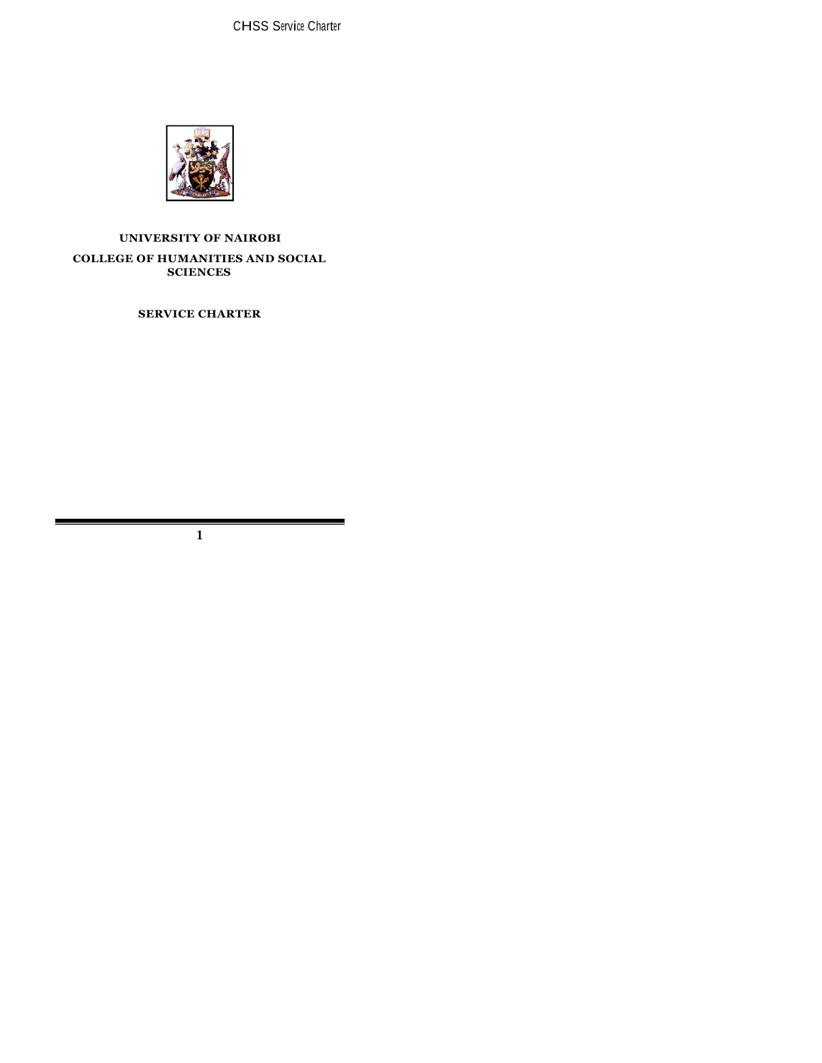# UNIVERSITY OF NAIROBI

## COLLEGE OF HUMANITIES AND SOCIAL SCIENCES

## SERVICE CHARTER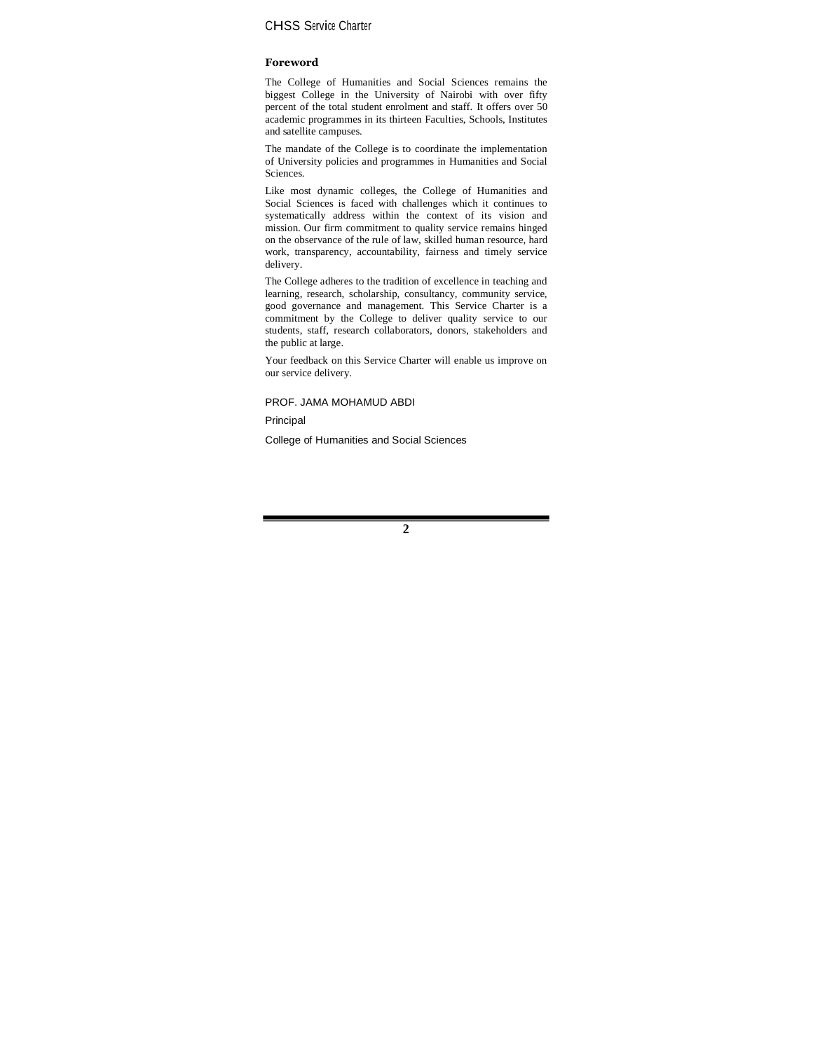## Foreword

The College of Humanities and Social Sciences remains the biggest College in the University of Nairobi with over fifty percent of the total student enrolment and staff. It offers over 50 academic programmes in its thirteen Faculties, Schools, Institutes and satellite campuses.

The mandate of the College is to coordinate the implementation of University policies and programmes in Humanities and Social Sciences.

Like most dynamic colleges, the College of Humanities and Social Sciences is faced with challenges which it continues to systematically address within the context of its vision and mission. Our firm commitment to quality service remains hinged on the observance of the rule of law, skilled human resource, hard work, transparency, accountability, fairness and timely service delivery.

The College adheres to the tradition of excellence in teaching and learning, research, scholarship, consultancy, community service, good governance and management. This Service Charter is a commitment by the College to deliver quality service to our students, staff, research collaborators, donors, stakeholders and the public at large.

Your feedback on this Service Charter will enable us improve on our service delivery.

PROF. JAMA MOHAMUD ABDI

Principal

College of Humanities and Social Sciences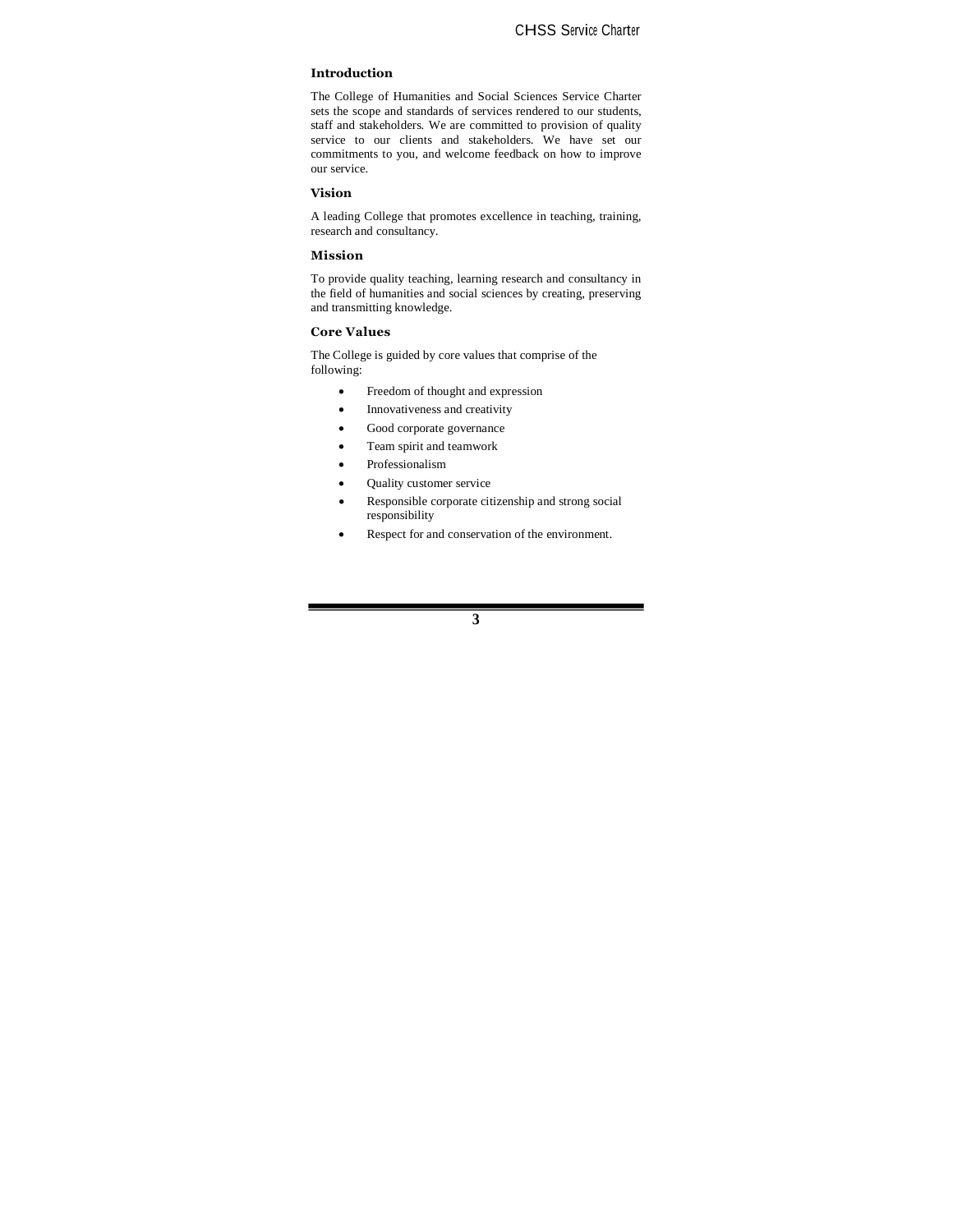## Introduction

The College of Humanities and Social Sciences Service Charter sets the scope and standards of services rendered to our students, staff and stakeholders. We are committed to provision of quality service to our clients and stakeholders. We have set our commitments to you, and welcome feedback on how to improve our service.

## Vision

A leading College that promotes excellence in teaching, training, research and consultancy.

## Mission

To provide quality teaching, learning research and consultancy in the field of humanities and social sciences by creating, preserving and transmitting knowledge.

## Core Values

The College is guided by core values that comprise of the following:

- Freedom of thought and expression
- Innovativeness and creativity
- Good corporate governance
- Team spirit and teamwork
- Professionalism
- Quality customer service
- Responsible corporate citizenship and strong social responsibility
- Respect for and conservation of the environment.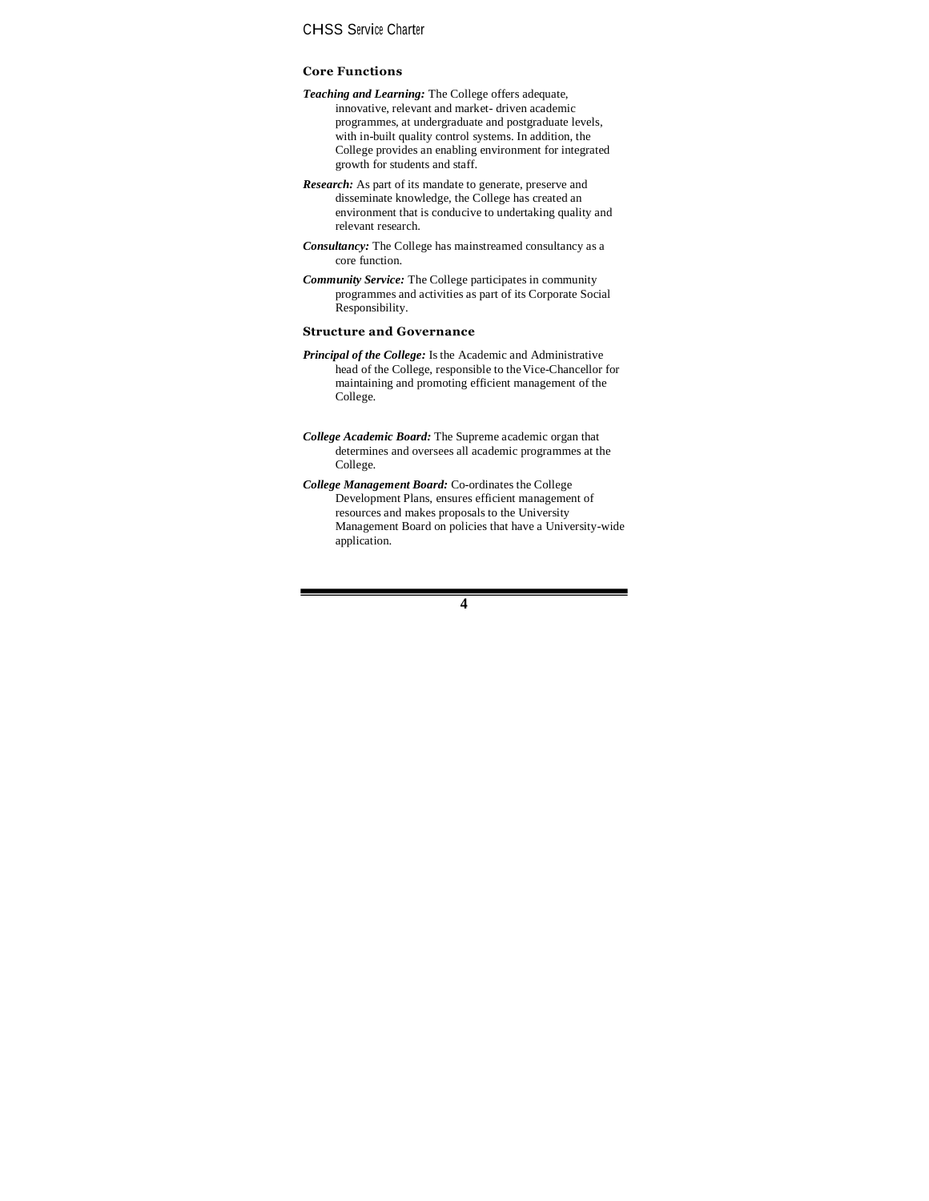### Core Functions

***Teaching and Learning:*** The College offers adequate, innovative, relevant and market- driven academic programmes, at undergraduate and postgraduate levels, with in-built quality control systems. In addition, the College provides an enabling environment for integrated growth for students and staff.

***Research:*** As part of its mandate to generate, preserve and disseminate knowledge, the College has created an environment that is conducive to undertaking quality and relevant research.

***Consultancy:*** The College has mainstreamed consultancy as a core function.

***Community Service:*** The College participates in community programmes and activities as part of its Corporate Social Responsibility.

### Structure and Governance

***Principal of the College:*** Is the Academic and Administrative head of the College, responsible to the Vice-Chancellor for maintaining and promoting efficient management of the College.

***College Academic Board:*** The Supreme academic organ that determines and oversees all academic programmes at the College.

***College Management Board:*** Co-ordinates the College Development Plans, ensures efficient management of resources and makes proposals to the University Management Board on policies that have a University-wide application.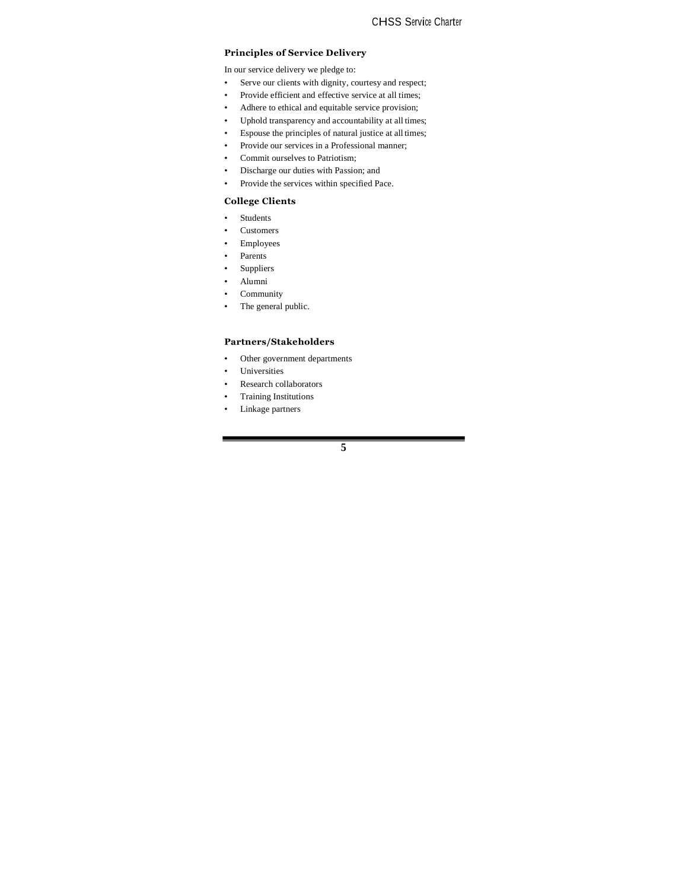### Principles of Service Delivery

In our service delivery we pledge to:

- Serve our clients with dignity, courtesy and respect;
- Provide efficient and effective service at all times;
- Adhere to ethical and equitable service provision;
- Uphold transparency and accountability at all times;
- Espouse the principles of natural justice at all times;
- Provide our services in a Professional manner;
- Commit ourselves to Patriotism;
- Discharge our duties with Passion; and
- Provide the services within specified Pace.

### College Clients

- Students
- Customers
- Employees
- Parents
- Suppliers
- Alumni
- Community
- The general public.

### Partners/Stakeholders

- Other government departments
- Universities
- Research collaborators
- Training Institutions
- Linkage partners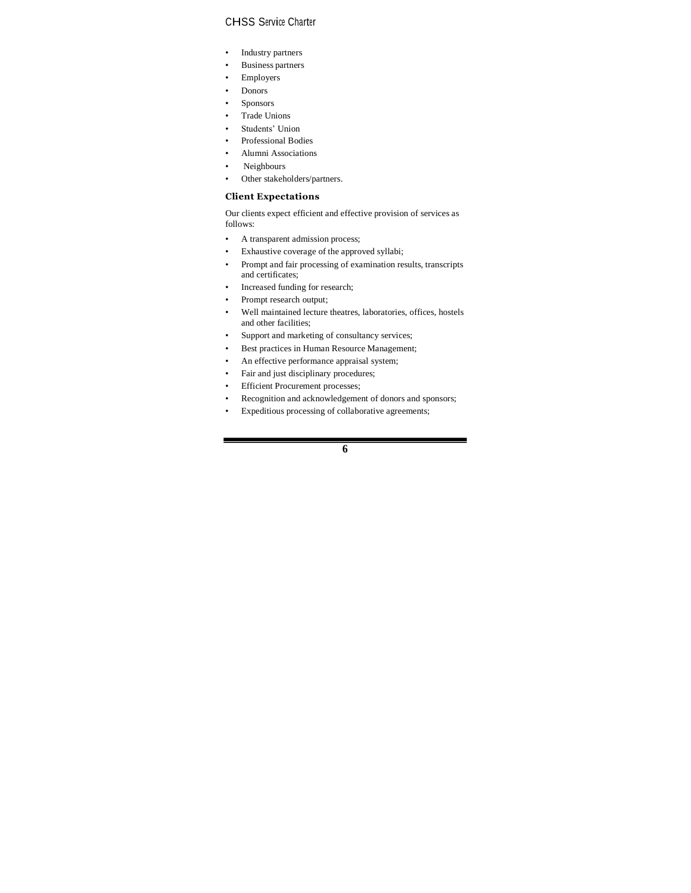- Industry partners
- Business partners
- Employers
- Donors
- Sponsors
- Trade Unions
- Students' Union
- Professional Bodies
- Alumni Associations
- Neighbours
- Other stakeholders/partners.

### Client Expectations

Our clients expect efficient and effective provision of services as follows:

- A transparent admission process;
- Exhaustive coverage of the approved syllabi;
- Prompt and fair processing of examination results, transcripts and certificates;
- Increased funding for research;
- Prompt research output;
- Well maintained lecture theatres, laboratories, offices, hostels and other facilities;
- Support and marketing of consultancy services;
- Best practices in Human Resource Management;
- An effective performance appraisal system;
- Fair and just disciplinary procedures;
- Efficient Procurement processes;
- Recognition and acknowledgement of donors and sponsors;
- Expeditious processing of collaborative agreements;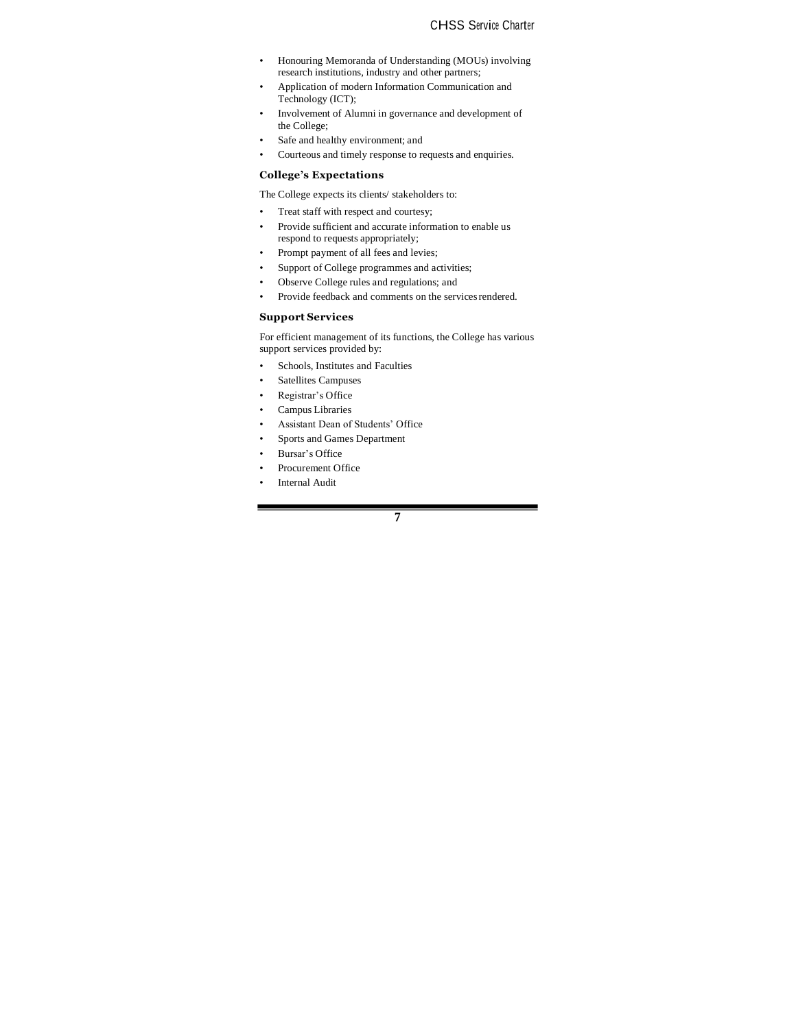- Honouring Memoranda of Understanding (MOUs) involving research institutions, industry and other partners;
- Application of modern Information Communication and Technology (ICT);
- Involvement of Alumni in governance and development of the College;
- Safe and healthy environment; and
- Courteous and timely response to requests and enquiries.

### College's Expectations

The College expects its clients/ stakeholders to:

- Treat staff with respect and courtesy;
- Provide sufficient and accurate information to enable us respond to requests appropriately;
- Prompt payment of all fees and levies;
- Support of College programmes and activities;
- Observe College rules and regulations; and
- Provide feedback and comments on the services rendered.

### Support Services

For efficient management of its functions, the College has various support services provided by:

- Schools, Institutes and Faculties
- Satellites Campuses
- Registrar's Office
- Campus Libraries
- Assistant Dean of Students' Office
- Sports and Games Department
- Bursar's Office
- Procurement Office
- Internal Audit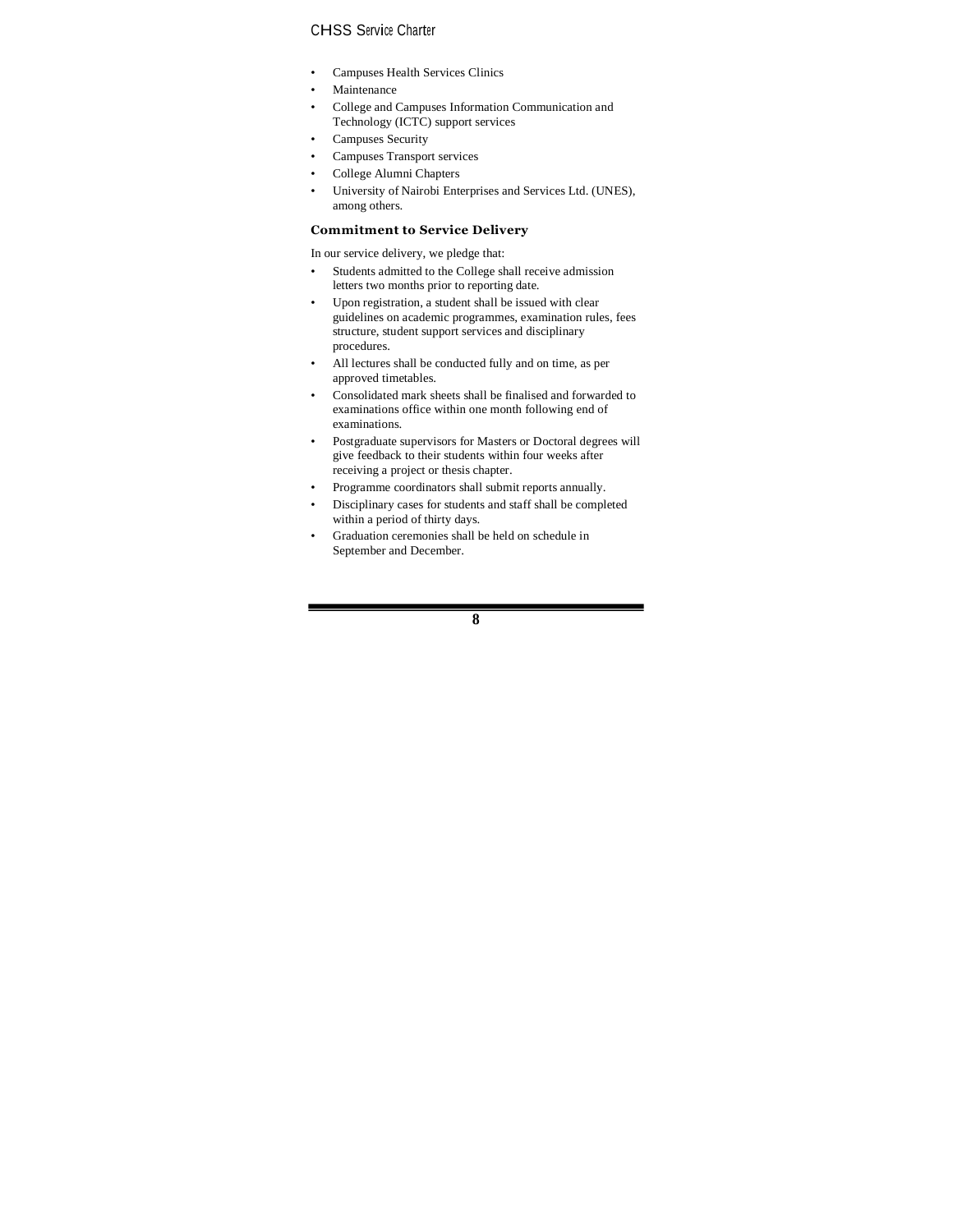- Campuses Health Services Clinics
- Maintenance
- College and Campuses Information Communication and Technology (ICTC) support services
- Campuses Security
- Campuses Transport services
- College Alumni Chapters
- University of Nairobi Enterprises and Services Ltd. (UNES), among others.

### Commitment to Service Delivery

In our service delivery, we pledge that:

- Students admitted to the College shall receive admission letters two months prior to reporting date.
- Upon registration, a student shall be issued with clear guidelines on academic programmes, examination rules, fees structure, student support services and disciplinary procedures.
- All lectures shall be conducted fully and on time, as per approved timetables.
- Consolidated mark sheets shall be finalised and forwarded to examinations office within one month following end of examinations.
- Postgraduate supervisors for Masters or Doctoral degrees will give feedback to their students within four weeks after receiving a project or thesis chapter.
- Programme coordinators shall submit reports annually.
- Disciplinary cases for students and staff shall be completed within a period of thirty days.
- Graduation ceremonies shall be held on schedule in September and December.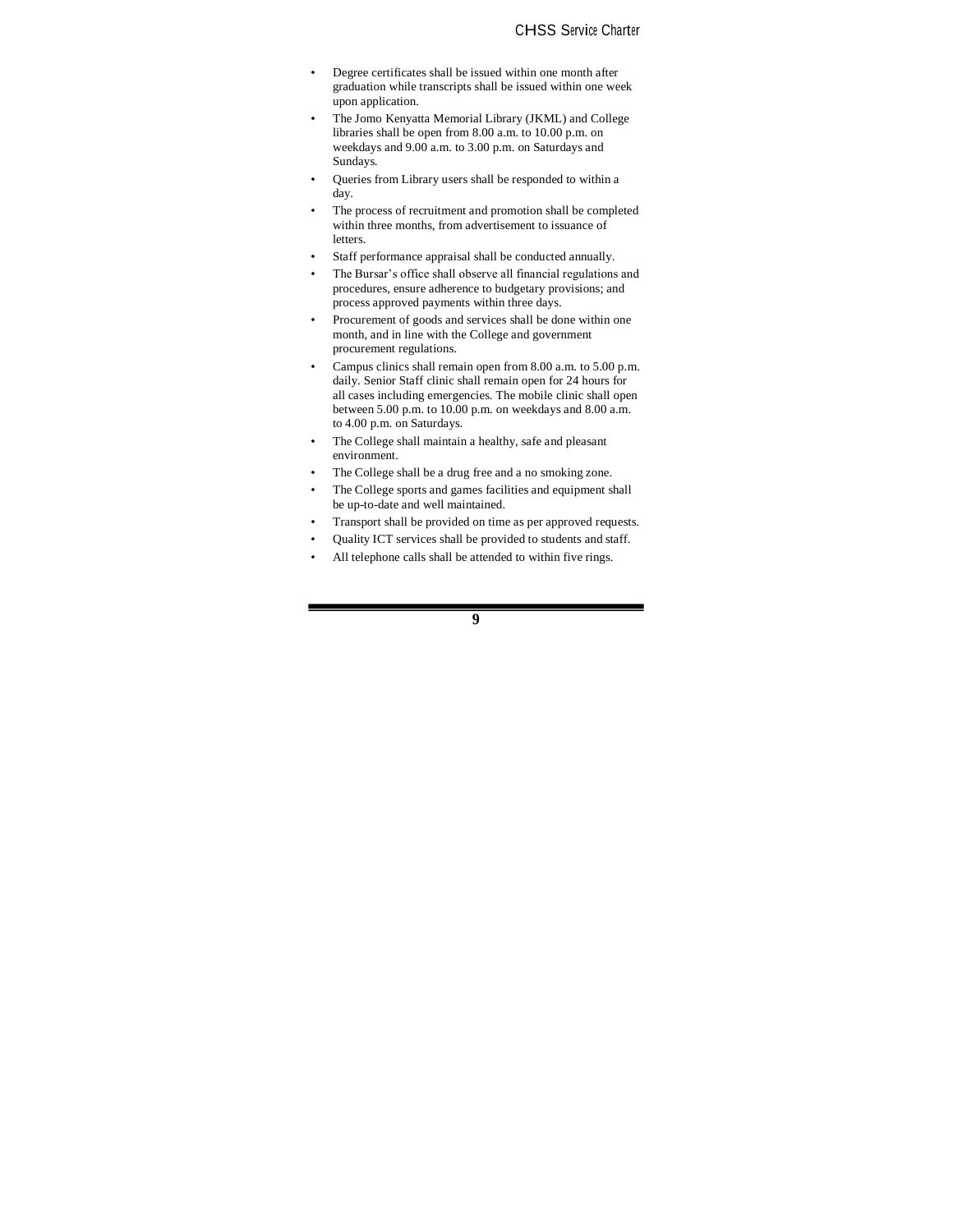- Degree certificates shall be issued within one month after graduation while transcripts shall be issued within one week upon application.
- The Jomo Kenyatta Memorial Library (JKML) and College libraries shall be open from 8.00 a.m. to 10.00 p.m. on weekdays and 9.00 a.m. to 3.00 p.m. on Saturdays and Sundays.
- Queries from Library users shall be responded to within a day.
- The process of recruitment and promotion shall be completed within three months, from advertisement to issuance of letters.
- Staff performance appraisal shall be conducted annually.
- The Bursar's office shall observe all financial regulations and procedures, ensure adherence to budgetary provisions; and process approved payments within three days.
- Procurement of goods and services shall be done within one month, and in line with the College and government procurement regulations.
- Campus clinics shall remain open from 8.00 a.m. to 5.00 p.m. daily. Senior Staff clinic shall remain open for 24 hours for all cases including emergencies. The mobile clinic shall open between 5.00 p.m. to 10.00 p.m. on weekdays and 8.00 a.m. to 4.00 p.m. on Saturdays.
- The College shall maintain a healthy, safe and pleasant environment.
- The College shall be a drug free and a no smoking zone.
- The College sports and games facilities and equipment shall be up-to-date and well maintained.
- Transport shall be provided on time as per approved requests.
- Quality ICT services shall be provided to students and staff.
- All telephone calls shall be attended to within five rings.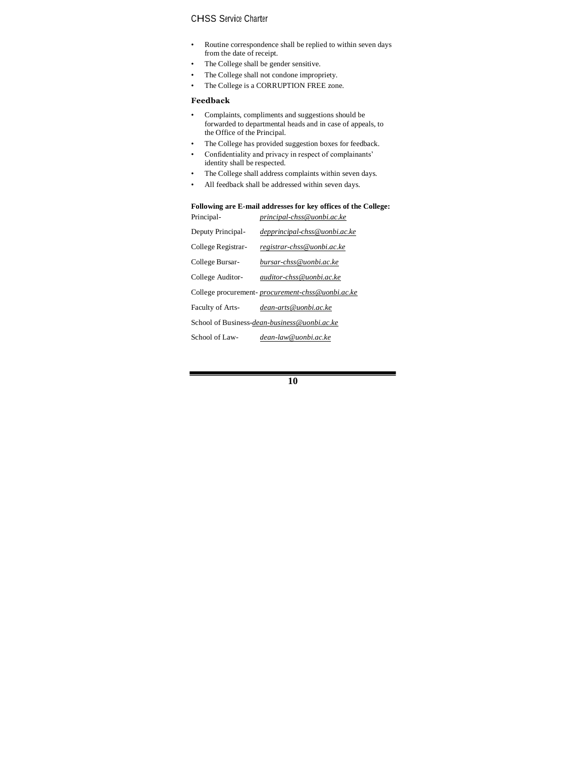- Routine correspondence shall be replied to within seven days from the date of receipt.
- The College shall be gender sensitive.
- The College shall not condone impropriety.
- The College is a CORRUPTION FREE zone.

### Feedback

- Complaints, compliments and suggestions should be forwarded to departmental heads and in case of appeals, to the Office of the Principal.
- The College has provided suggestion boxes for feedback.
- Confidentiality and privacy in respect of complainants' identity shall be respected.
- The College shall address complaints within seven days.
- All feedback shall be addressed within seven days.

**Following are E-mail addresses for key offices of the College:**

Principal- *principal-chss@uonbi.ac.ke*

Deputy Principal- *depprincipal-chss@uonbi.ac.ke*

College Registrar- *registrar-chss@uonbi.ac.ke*

College Bursar- *bursar-chss@uonbi.ac.ke*

College Auditor- *auditor-chss@uonbi.ac.ke*

College procurement- *procurement-chss@uonbi.ac.ke*

Faculty of Arts- *dean-arts@uonbi.ac.ke*

School of Business-*dean-business@uonbi.ac.ke*

School of Law- *dean-law@uonbi.ac.ke*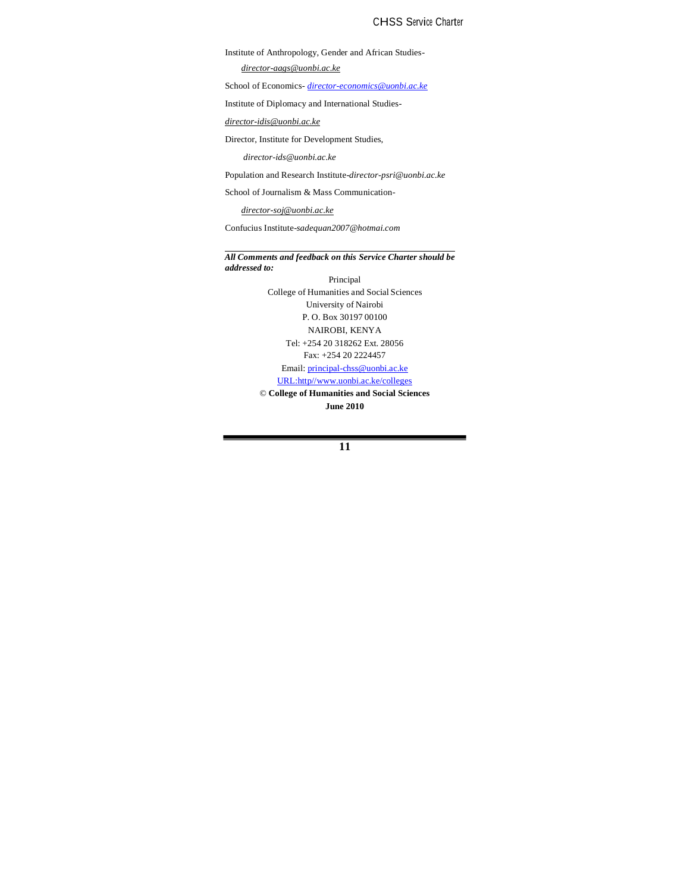Institute of Anthropology, Gender and African Studies-

*director-aags@uonbi.ac.ke*

School of Economics- *director-economics@uonbi.ac.ke*

Institute of Diplomacy and International Studies-

*director-idis@uonbi.ac.ke*

Director, Institute for Development Studies,

*director-ids@uonbi.ac.ke*

Population and Research Institute-*director-psri@uonbi.ac.ke*

School of Journalism & Mass Communication-

*director-soj@uonbi.ac.ke*

Confucius Institute-*sadequan2007@hotmai.com*

---

***All Comments and feedback on this Service Charter should be addressed to:***

Principal
College of Humanities and Social Sciences
University of Nairobi
P. O. Box 30197 00100
NAIROBI, KENYA
Tel: +254 20 318262 Ext. 28056
Fax: +254 20 2224457
Email: principal-chss@uonbi.ac.ke
URL:http//www.uonbi.ac.ke/colleges

© **College of Humanities and Social Sciences**

**June 2010**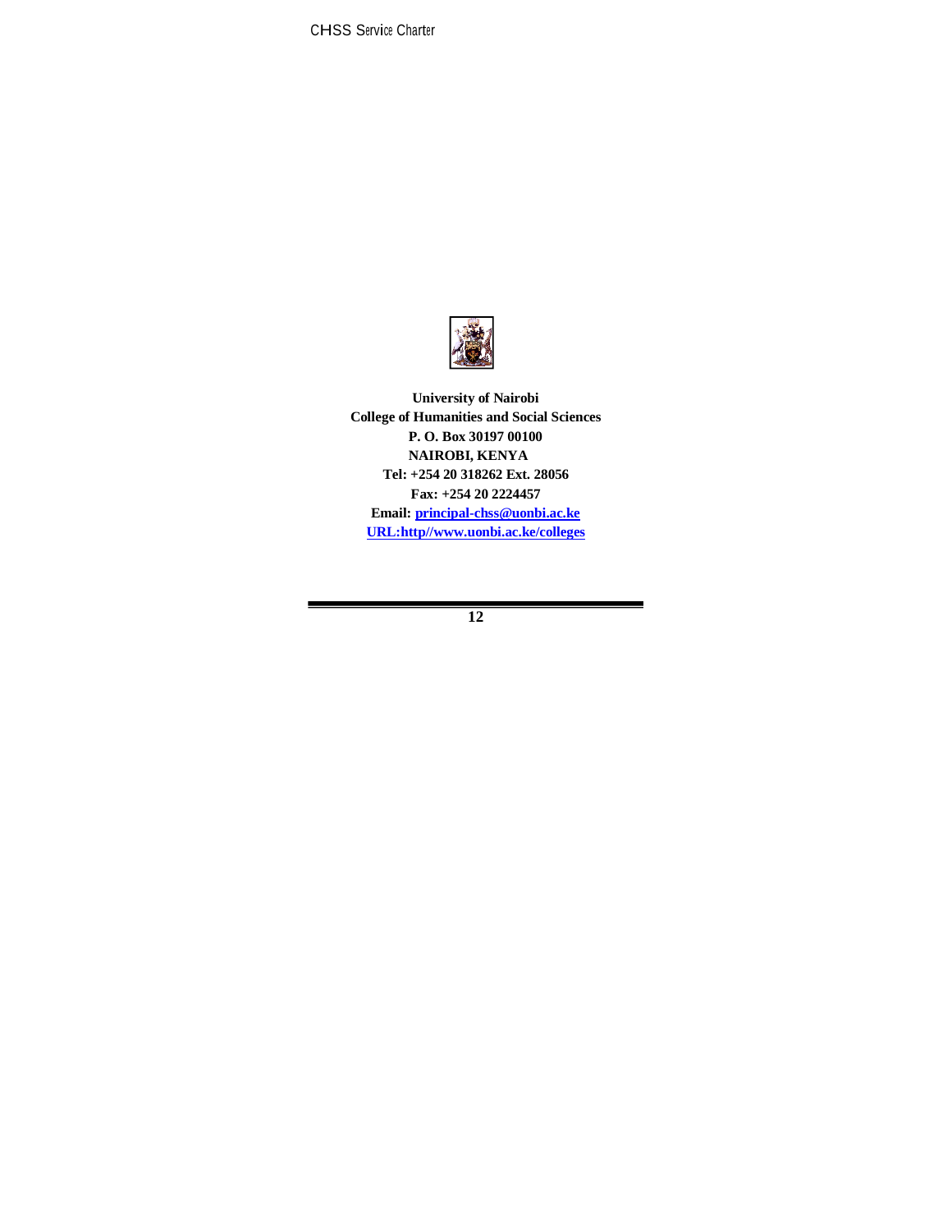**University of Nairobi**
**College of Humanities and Social Sciences**
**P. O. Box 30197 00100**
**NAIROBI, KENYA**
**Tel: +254 20 318262 Ext. 28056**
**Fax: +254 20 2224457**
**Email: principal-chss@uonbi.ac.ke**
**URL:http//www.uonbi.ac.ke/colleges**